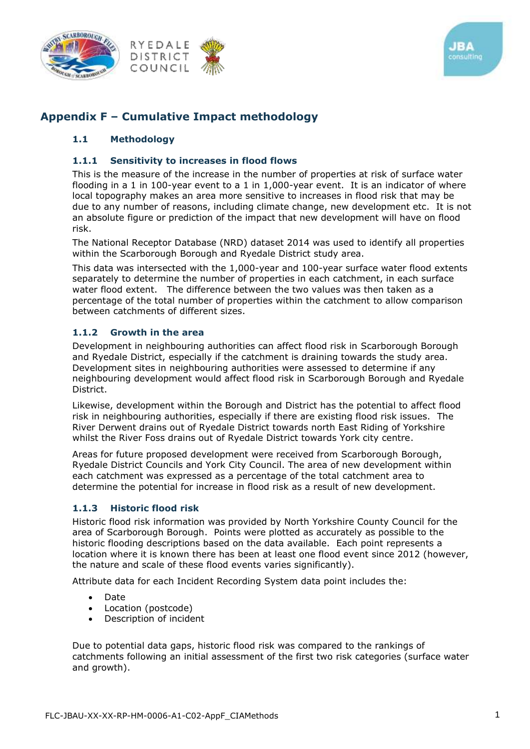# Appendix F – Cumulative Impact methodology

## 1.1 Methodology

### 1.1.1 Sensitivity to increases in flood flows

This is the measure of the increase in the number of properties at risk of surface water flooding in a 1 in 100-year event to a 1 in 1,000-year event. It is an indicator of where local topography makes an area more sensitive to increases in flood risk that may be due to any number of reasons, including climate change, new development etc. It is not an absolute figure or prediction of the impact that new development will have on flood risk.

The National Receptor Database (NRD) dataset 2014 was used to identify all properties within the Scarborough Borough and Ryedale District study area.

This data was intersected with the 1,000-year and 100-year surface water flood extents separately to determine the number of properties in each catchment, in each surface water flood extent. The difference between the two values was then taken as a percentage of the total number of properties within the catchment to allow comparison between catchments of different sizes.

### 1.1.2 Growth in the area

Development in neighbouring authorities can affect flood risk in Scarborough Borough and Ryedale District, especially if the catchment is draining towards the study area. Development sites in neighbouring authorities were assessed to determine if any neighbouring development would affect flood risk in Scarborough Borough and Ryedale District.

Likewise, development within the Borough and District has the potential to affect flood risk in neighbouring authorities, especially if there are existing flood risk issues. The River Derwent drains out of Ryedale District towards north East Riding of Yorkshire whilst the River Foss drains out of Ryedale District towards York city centre.

Areas for future proposed development were received from Scarborough Borough, Ryedale District Councils and York City Council. The area of new development within each catchment was expressed as a percentage of the total catchment area to determine the potential for increase in flood risk as a result of new development.

### 1.1.3 Historic flood risk

Historic flood risk information was provided by North Yorkshire County Council for the area of Scarborough Borough. Points were plotted as accurately as possible to the historic flooding descriptions based on the data available. Each point represents a location where it is known there has been at least one flood event since 2012 (however, the nature and scale of these flood events varies significantly).

Attribute data for each Incident Recording System data point includes the:

- Date
- Location (postcode)
- Description of incident

Due to potential data gaps, historic flood risk was compared to the rankings of catchments following an initial assessment of the first two risk categories (surface water and growth).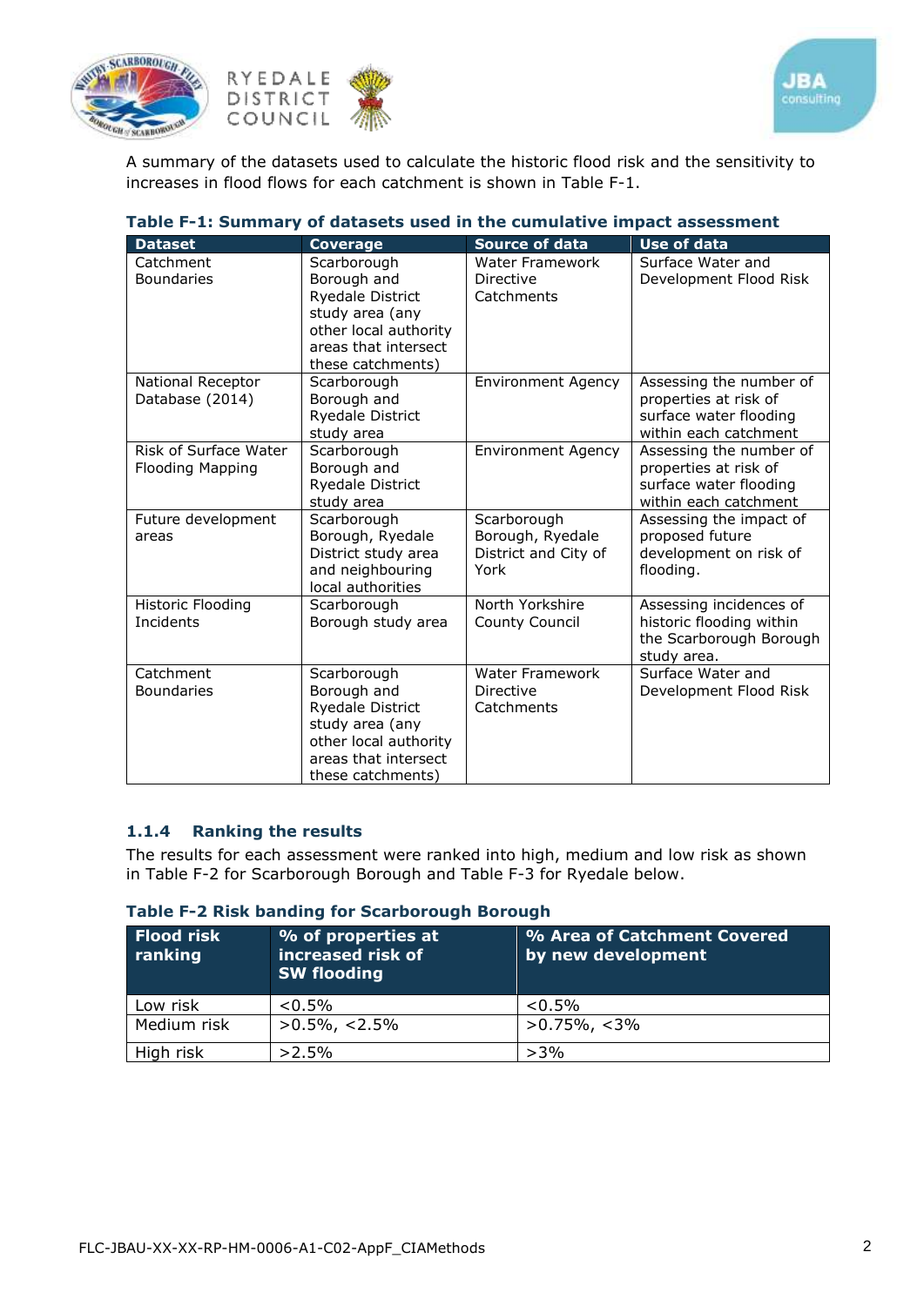A summary of the datasets used to calculate the historic flood risk and the sensitivity to increases in flood flows for each catchment is shown in Table F-1.

**Table F-1: Summary of datasets used in the cumulative impact assessment**

| Dataset | Coverage | Source of data | Use of data |
|---|---|---|---|
| Catchment Boundaries | Scarborough Borough and Ryedale District study area (any other local authority areas that intersect these catchments) | Water Framework Directive Catchments | Surface Water and Development Flood Risk |
| National Receptor Database (2014) | Scarborough Borough and Ryedale District study area | Environment Agency | Assessing the number of properties at risk of surface water flooding within each catchment |
| Risk of Surface Water Flooding Mapping | Scarborough Borough and Ryedale District study area | Environment Agency | Assessing the number of properties at risk of surface water flooding within each catchment |
| Future development areas | Scarborough Borough, Ryedale District study area and neighbouring local authorities | Scarborough Borough, Ryedale District and City of York | Assessing the impact of proposed future development on risk of flooding. |
| Historic Flooding Incidents | Scarborough Borough study area | North Yorkshire County Council | Assessing incidences of historic flooding within the Scarborough Borough study area. |
| Catchment Boundaries | Scarborough Borough and Ryedale District study area (any other local authority areas that intersect these catchments) | Water Framework Directive Catchments | Surface Water and Development Flood Risk |

### 1.1.4 Ranking the results

The results for each assessment were ranked into high, medium and low risk as shown in Table F-2 for Scarborough Borough and Table F-3 for Ryedale below.

**Table F-2 Risk banding for Scarborough Borough**

| Flood risk ranking | % of properties at increased risk of SW flooding | % Area of Catchment Covered by new development |
|---|---|---|
| Low risk | <0.5% | <0.5% |
| Medium risk | >0.5%, <2.5% | >0.75%, <3% |
| High risk | >2.5% | >3% |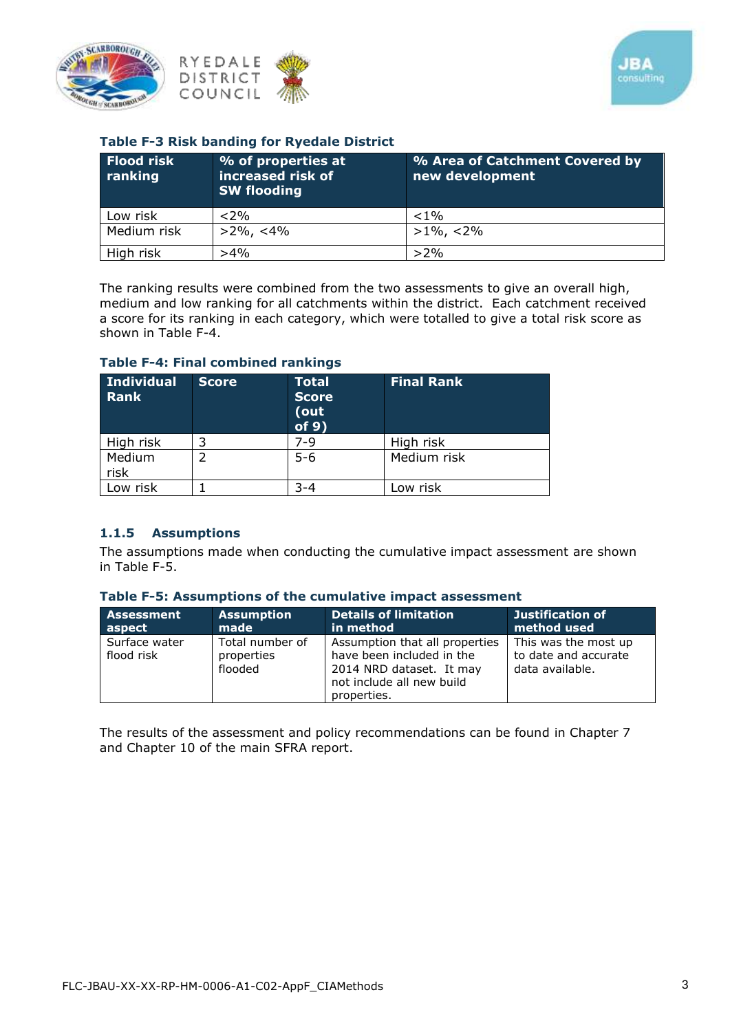**Table F-3 Risk banding for Ryedale District**

| Flood risk ranking | % of properties at increased risk of SW flooding | % Area of Catchment Covered by new development |
|---|---|---|
| Low risk | <2% | <1% |
| Medium risk | >2%, <4% | >1%, <2% |
| High risk | >4% | >2% |

The ranking results were combined from the two assessments to give an overall high, medium and low ranking for all catchments within the district. Each catchment received a score for its ranking in each category, which were totalled to give a total risk score as shown in Table F-4.

**Table F-4: Final combined rankings**

| Individual Rank | Score | Total Score (out of 9) | Final Rank |
|---|---|---|---|
| High risk | 3 | 7-9 | High risk |
| Medium risk | 2 | 5-6 | Medium risk |
| Low risk | 1 | 3-4 | Low risk |

### 1.1.5 Assumptions

The assumptions made when conducting the cumulative impact assessment are shown in Table F-5.

**Table F-5: Assumptions of the cumulative impact assessment**

| Assessment aspect | Assumption made | Details of limitation in method | Justification of method used |
|---|---|---|---|
| Surface water flood risk | Total number of properties flooded | Assumption that all properties have been included in the 2014 NRD dataset. It may not include all new build properties. | This was the most up to date and accurate data available. |

The results of the assessment and policy recommendations can be found in Chapter 7 and Chapter 10 of the main SFRA report.